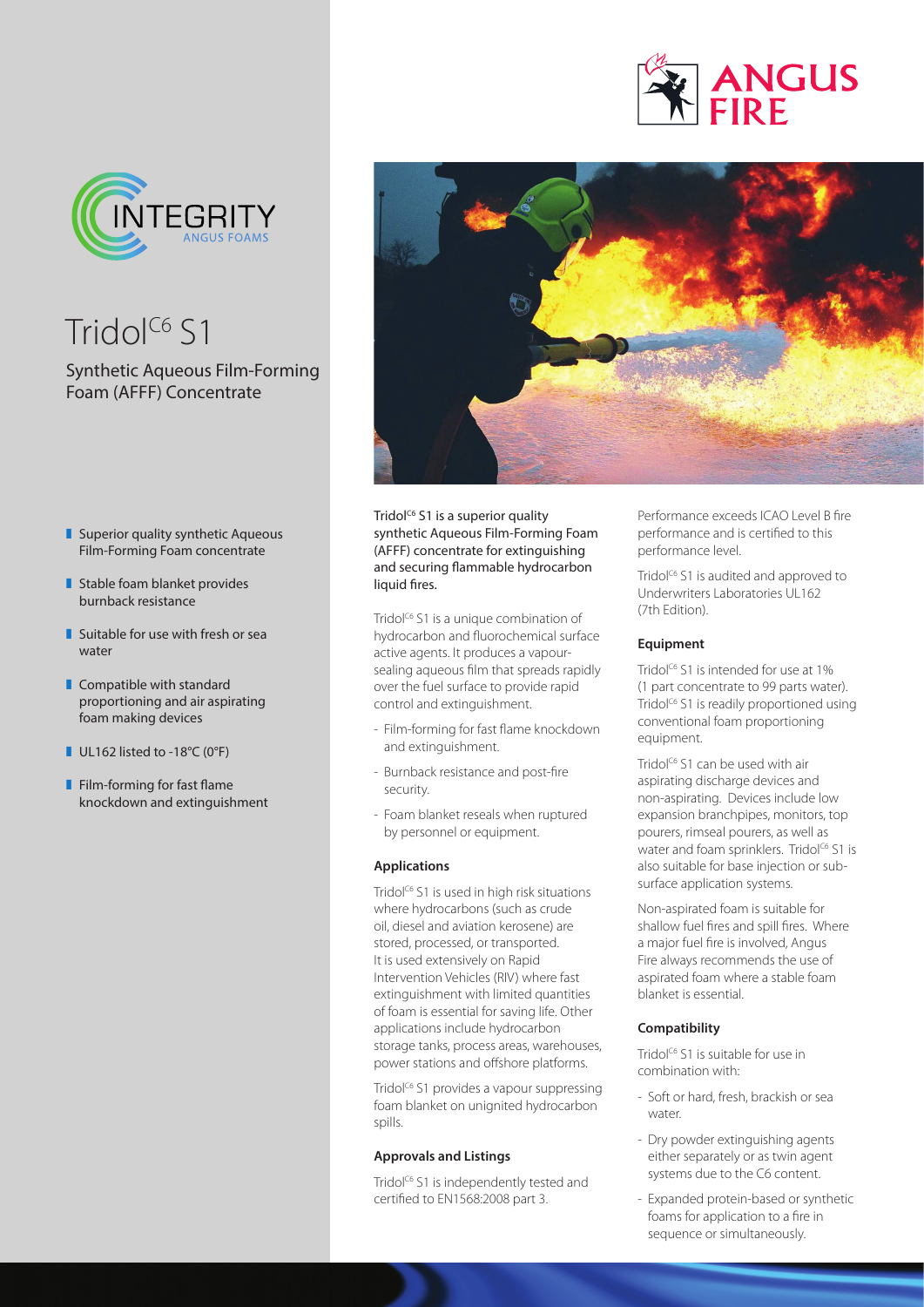# Tridol$^{C6}$ S1

## Synthetic Aqueous Film-Forming Foam (AFFF) Concentrate

- Superior quality synthetic Aqueous Film-Forming Foam concentrate
- Stable foam blanket provides burnback resistance
- Suitable for use with fresh or sea water
- Compatible with standard proportioning and air aspirating foam making devices
- UL162 listed to -18°C (0°F)
- Film-forming for fast flame knockdown and extinguishment

Tridol$^{C6}$ S1 is a superior quality synthetic Aqueous Film-Forming Foam (AFFF) concentrate for extinguishing and securing flammable hydrocarbon liquid fires.

Tridol$^{C6}$ S1 is a unique combination of hydrocarbon and fluorochemical surface active agents. It produces a vapour-sealing aqueous film that spreads rapidly over the fuel surface to provide rapid control and extinguishment.

- Film-forming for fast flame knockdown and extinguishment.
- Burnback resistance and post-fire security.
- Foam blanket reseals when ruptured by personnel or equipment.

### Applications

Tridol$^{C6}$ S1 is used in high risk situations where hydrocarbons (such as crude oil, diesel and aviation kerosene) are stored, processed, or transported. It is used extensively on Rapid Intervention Vehicles (RIV) where fast extinguishment with limited quantities of foam is essential for saving life. Other applications include hydrocarbon storage tanks, process areas, warehouses, power stations and offshore platforms.

Tridol$^{C6}$ S1 provides a vapour suppressing foam blanket on unignited hydrocarbon spills.

### Approvals and Listings

Tridol$^{C6}$ S1 is independently tested and certified to EN1568:2008 part 3.

Performance exceeds ICAO Level B fire performance and is certified to this performance level.

Tridol$^{C6}$ S1 is audited and approved to Underwriters Laboratories UL162 (7th Edition).

### Equipment

Tridol$^{C6}$ S1 is intended for use at 1% (1 part concentrate to 99 parts water). Tridol$^{C6}$ S1 is readily proportioned using conventional foam proportioning equipment.

Tridol$^{C6}$ S1 can be used with air aspirating discharge devices and non-aspirating. Devices include low expansion branchpipes, monitors, top pourers, rimseal pourers, as well as water and foam sprinklers. Tridol$^{C6}$ S1 is also suitable for base injection or sub-surface application systems.

Non-aspirated foam is suitable for shallow fuel fires and spill fires. Where a major fuel fire is involved, Angus Fire always recommends the use of aspirated foam where a stable foam blanket is essential.

### Compatibility

Tridol$^{C6}$ S1 is suitable for use in combination with:

- Soft or hard, fresh, brackish or sea water.
- Dry powder extinguishing agents either separately or as twin agent systems due to the C6 content.
- Expanded protein-based or synthetic foams for application to a fire in sequence or simultaneously.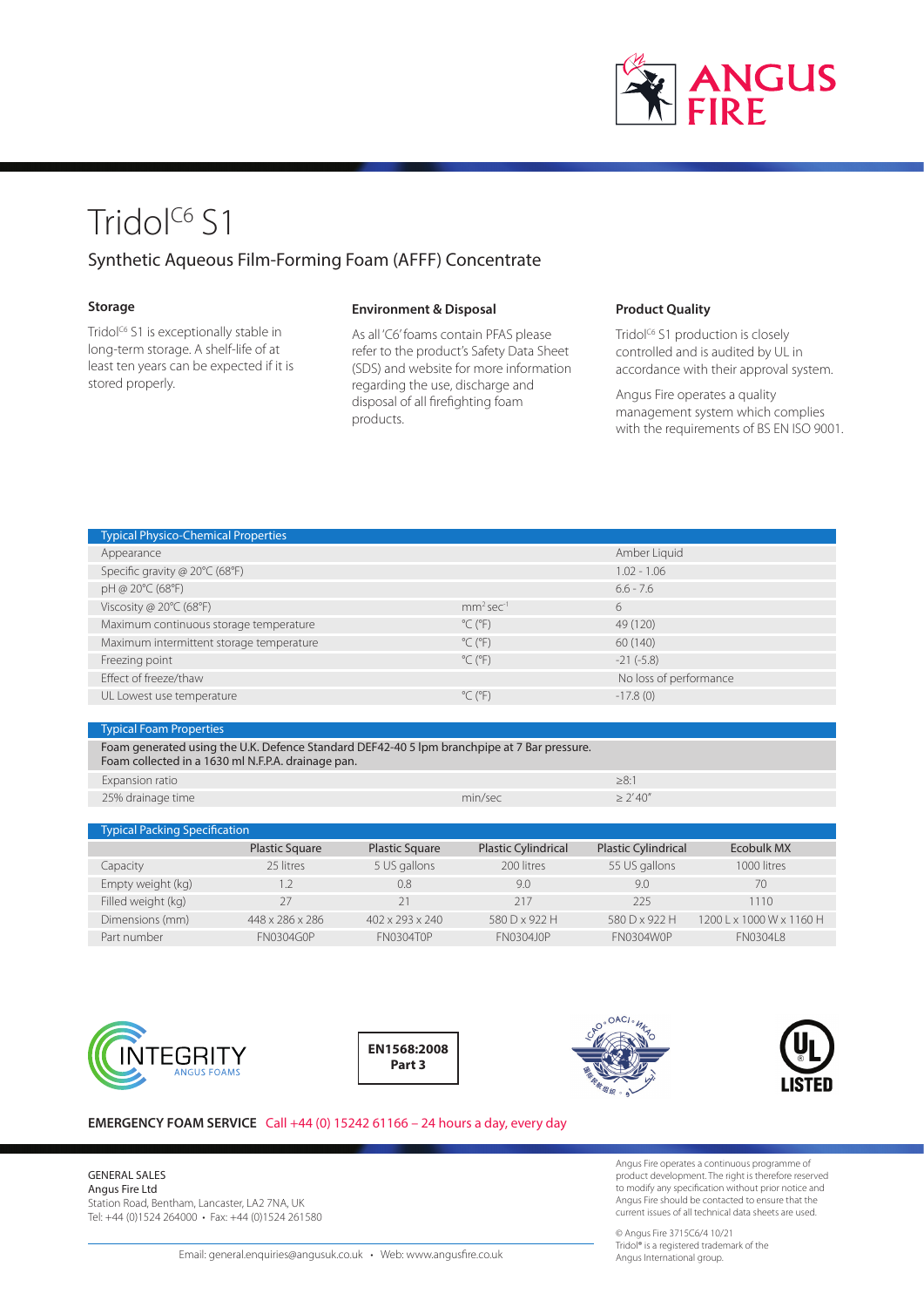# Tridol[C6] S1

## Synthetic Aqueous Film-Forming Foam (AFFF) Concentrate

### Storage

Tridol[C6] S1 is exceptionally stable in long-term storage. A shelf-life of at least ten years can be expected if it is stored properly.

### Environment & Disposal

As all 'C6' foams contain PFAS please refer to the product's Safety Data Sheet (SDS) and website for more information regarding the use, discharge and disposal of all firefighting foam products.

### Product Quality

Tridol[C6] S1 production is closely controlled and is audited by UL in accordance with their approval system.

Angus Fire operates a quality management system which complies with the requirements of BS EN ISO 9001.

| Typical Physico-Chemical Properties | | |
|---|---|---|
| Appearance | | Amber Liquid |
| Specific gravity @ 20°C (68°F) | | 1.02 - 1.06 |
| pH @ 20°C (68°F) | | 6.6 - 7.6 |
| Viscosity @ 20°C (68°F) | $mm^2 sec^{-1}$ | 6 |
| Maximum continuous storage temperature | °C (°F) | 49 (120) |
| Maximum intermittent storage temperature | °C (°F) | 60 (140) |
| Freezing point | °C (°F) | -21 (-5.8) |
| Effect of freeze/thaw | | No loss of performance |
| UL Lowest use temperature | °C (°F) | -17.8 (0) |

| Typical Foam Properties | | |
|---|---|---|
| Foam generated using the U.K. Defence Standard DEF42-40 5 lpm branchpipe at 7 Bar pressure. Foam collected in a 1630 ml N.F.P.A. drainage pan. | | |
| Expansion ratio | | ≥8:1 |
| 25% drainage time | min/sec | ≥ 2'40" |

| Typical Packing Specification | Plastic Square | Plastic Square | Plastic Cylindrical | Plastic Cylindrical | Ecobulk MX |
|---|---|---|---|---|---|
| Capacity | 25 litres | 5 US gallons | 200 litres | 55 US gallons | 1000 litres |
| Empty weight (kg) | 1.2 | 0.8 | 9.0 | 9.0 | 70 |
| Filled weight (kg) | 27 | 21 | 217 | 225 | 1110 |
| Dimensions (mm) | 448 x 286 x 286 | 402 x 293 x 240 | 580 D x 922 H | 580 D x 922 H | 1200 L x 1000 W x 1160 H |
| Part number | FN0304G0P | FN0304T0P | FN0304J0P | FN0304W0P | FN0304L8 |

INTEGRITY ANGUS FOAMS

EN1568:2008 Part 3

UL LISTED

**EMERGENCY FOAM SERVICE** Call +44 (0) 15242 61166 – 24 hours a day, every day

GENERAL SALES
Angus Fire Ltd
Station Road, Bentham, Lancaster, LA2 7NA, UK
Tel: +44 (0)1524 264000 • Fax: +44 (0)1524 261580

Email: general.enquiries@angusuk.co.uk • Web: www.angusfire.co.uk

Angus Fire operates a continuous programme of product development. The right is therefore reserved to modify any specification without prior notice and Angus Fire should be contacted to ensure that the current issues of all technical data sheets are used.

© Angus Fire 3715C6/4 10/21
Tridol® is a registered trademark of the Angus International group.